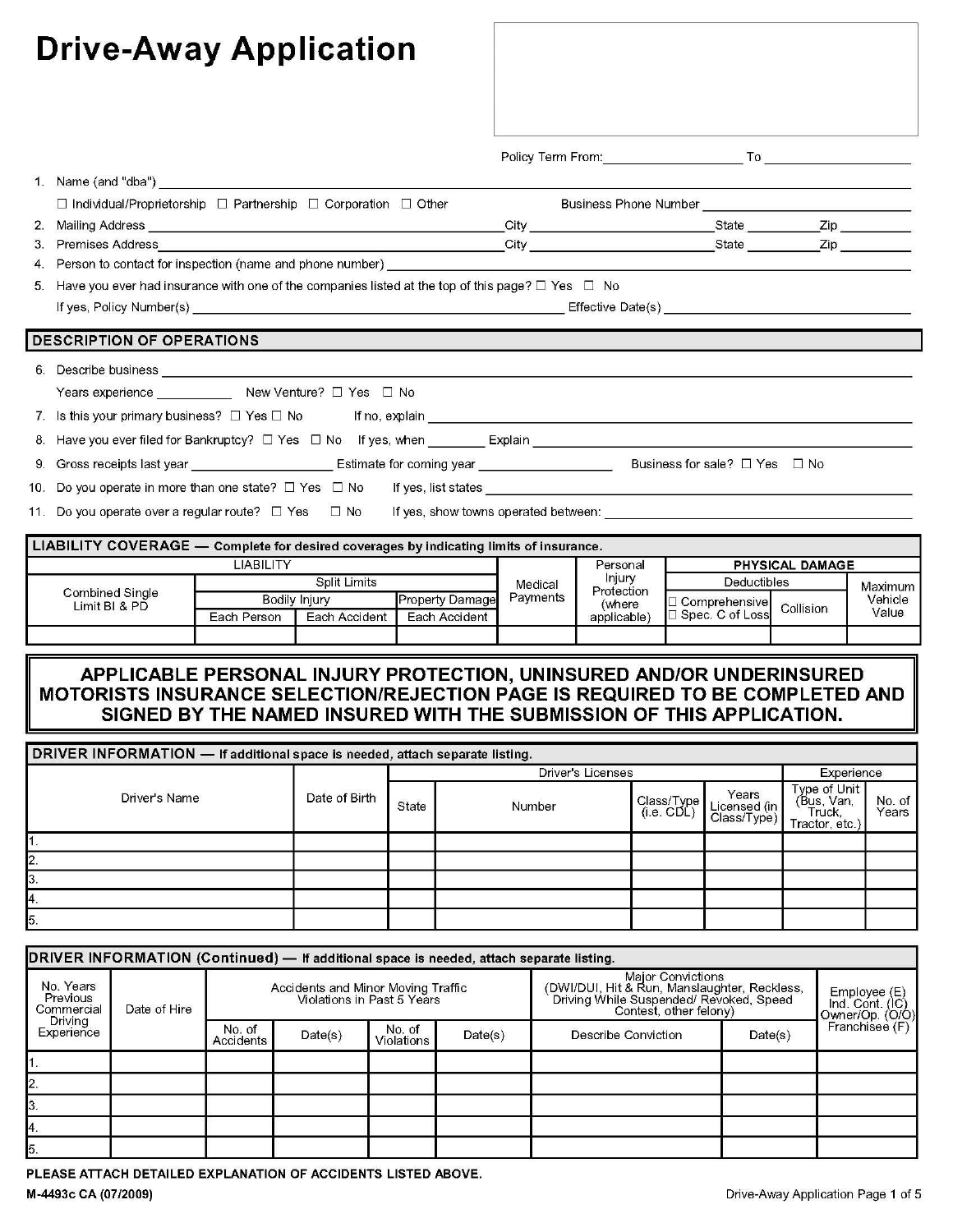# Drive-Away Application

Policy Term From: ____________________ To ____________________

1. Name (and "dba") ____________________

   ☐ Individual/Proprietorship ☐ Partnership ☐ Corporation ☐ Other     Business Phone Number ____________________

2. Mailing Address ____________________ City ____________________ State ________ Zip ________
3. Premises Address ____________________ City ____________________ State ________ Zip ________
4. Person to contact for inspection (name and phone number) ____________________
5. Have you ever had insurance with one of the companies listed at the top of this page? ☐ Yes ☐ No

   If yes, Policy Number(s) ____________________ Effective Date(s) ____________________

## DESCRIPTION OF OPERATIONS

6. Describe business ____________________

   Years experience __________ New Venture? ☐ Yes ☐ No

7. Is this your primary business? ☐ Yes ☐ No     If no, explain ____________________
8. Have you ever filed for Bankruptcy? ☐ Yes ☐ No     If yes, when ________ Explain ____________________
9. Gross receipts last year ____________________ Estimate for coming year ____________________ Business for sale? ☐ Yes ☐ No
10. Do you operate in more than one state? ☐ Yes ☐ No     If yes, list states ____________________
11. Do you operate over a regular route? ☐ Yes ☐ No     If yes, show towns operated between: ____________________

## LIABILITY COVERAGE — Complete for desired coverages by indicating limits of insurance.

| LIABILITY | | | | Medical Payments | Personal Injury Protection (where applicable) | PHYSICAL DAMAGE | | |
|---|---|---|---|---|---|---|---|---|
| Combined Single Limit BI & PD | Split Limits | | | | | Deductibles | | Maximum Vehicle Value |
| | Bodily Injury | | Property Damage | | | ☐ Comprehensive ☐ Spec. C of Loss | Collision | |
| | Each Person | Each Accident | Each Accident | | | | | |
| | | | | | | | | |

**APPLICABLE PERSONAL INJURY PROTECTION, UNINSURED AND/OR UNDERINSURED MOTORISTS INSURANCE SELECTION/REJECTION PAGE IS REQUIRED TO BE COMPLETED AND SIGNED BY THE NAMED INSURED WITH THE SUBMISSION OF THIS APPLICATION.**

## DRIVER INFORMATION — If additional space is needed, attach separate listing.

| Driver's Name | Date of Birth | Driver's Licenses | | | | Experience | |
|---|---|---|---|---|---|---|---|
| | | State | Number | Class/Type (i.e. CDL) | Years Licensed (in Class/Type) | Type of Unit (Bus, Van, Truck, Tractor, etc.) | No. of Years |
| 1. | | | | | | | |
| 2. | | | | | | | |
| 3. | | | | | | | |
| 4. | | | | | | | |
| 5. | | | | | | | |

## DRIVER INFORMATION (Continued) — If additional space is needed, attach separate listing.

| No. Years Previous Commercial Driving Experience | Date of Hire | Accidents and Minor Moving Traffic Violations in Past 5 Years | | | | Major Convictions (DWI/DUI, Hit & Run, Manslaughter, Reckless, Driving While Suspended/ Revoked, Speed Contest, other felony) | | Employee (E) Ind. Cont. (IC) Owner/Op. (O/O) Franchisee (F) |
|---|---|---|---|---|---|---|---|---|
| | | No. of Accidents | Date(s) | No. of Violations | Date(s) | Describe Conviction | Date(s) | |
| 1. | | | | | | | | |
| 2. | | | | | | | | |
| 3. | | | | | | | | |
| 4. | | | | | | | | |
| 5. | | | | | | | | |

**PLEASE ATTACH DETAILED EXPLANATION OF ACCIDENTS LISTED ABOVE.**

M-4493c CA (07/2009)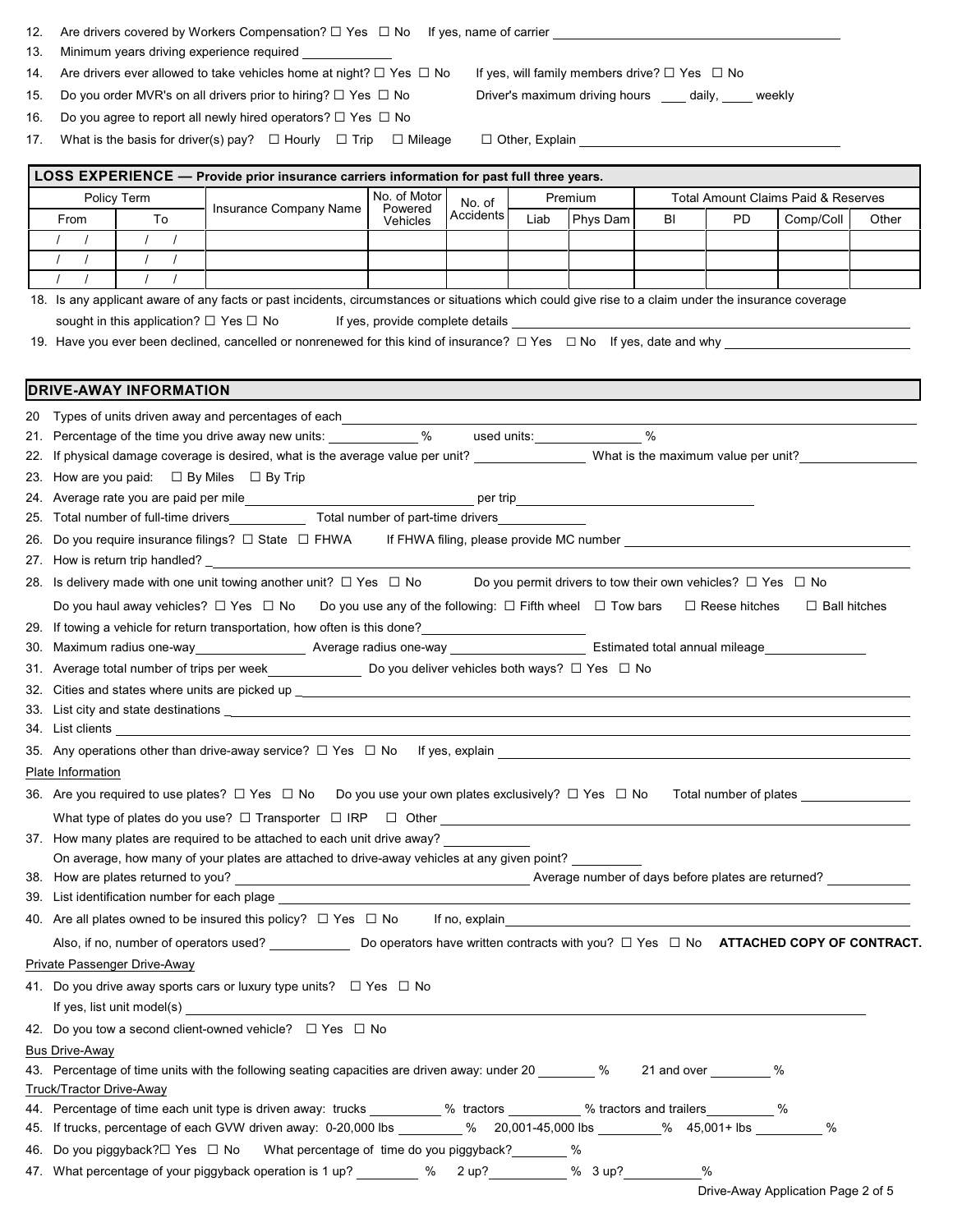12. Are drivers covered by Workers Compensation? ☐ Yes ☐ No If yes, name of carrier ________________

13. Minimum years driving experience required ________

14. Are drivers ever allowed to take vehicles home at night? ☐ Yes ☐ No If yes, will family members drive? ☐ Yes ☐ No

15. Do you order MVR's on all drivers prior to hiring? ☐ Yes ☐ No Driver's maximum driving hours ____ daily, ____ weekly

16. Do you agree to report all newly hired operators? ☐ Yes ☐ No

17. What is the basis for driver(s) pay? ☐ Hourly ☐ Trip ☐ Mileage ☐ Other, Explain ________________

## LOSS EXPERIENCE — Provide prior insurance carriers information for past full three years.

| Policy Term | | Insurance Company Name | No. of Motor Powered Vehicles | No. of Accidents | Premium | | Total Amount Claims Paid & Reserves | | | |
|---|---|---|---|---|---|---|---|---|---|---|
| From | To | | | | Liab | Phys Dam | BI | PD | Comp/Coll | Other |
| / / | / / | | | | | | | | | |
| / / | / / | | | | | | | | | |
| / / | / / | | | | | | | | | |

18. Is any applicant aware of any facts or past incidents, circumstances or situations which could give rise to a claim under the insurance coverage sought in this application? ☐ Yes ☐ No If yes, provide complete details ________________

19. Have you ever been declined, cancelled or nonrenewed for this kind of insurance? ☐ Yes ☐ No If yes, date and why ________________

## DRIVE-AWAY INFORMATION

20. Types of units driven away and percentages of each ________________

21. Percentage of the time you drive away new units: ________ % used units: ________ %

22. If physical damage coverage is desired, what is the average value per unit? ________ What is the maximum value per unit? ________

23. How are you paid: ☐ By Miles ☐ By Trip

24. Average rate you are paid per mile ________________ per trip ________________

25. Total number of full-time drivers ________ Total number of part-time drivers ________

26. Do you require insurance filings? ☐ State ☐ FHWA If FHWA filing, please provide MC number ________________

27. How is return trip handled? ________________

28. Is delivery made with one unit towing another unit? ☐ Yes ☐ No Do you permit drivers to tow their own vehicles? ☐ Yes ☐ No

    Do you haul away vehicles? ☐ Yes ☐ No Do you use any of the following: ☐ Fifth wheel ☐ Tow bars ☐ Reese hitches ☐ Ball hitches

29. If towing a vehicle for return transportation, how often is this done? ________________

30. Maximum radius one-way ________ Average radius one-way ________ Estimated total annual mileage ________

31. Average total number of trips per week ________ Do you deliver vehicles both ways? ☐ Yes ☐ No

32. Cities and states where units are picked up ________________

33. List city and state destinations ________________

34. List clients ________________

35. Any operations other than drive-away service? ☐ Yes ☐ No If yes, explain ________________

Plate Information

36. Are you required to use plates? ☐ Yes ☐ No Do you use your own plates exclusively? ☐ Yes ☐ No Total number of plates ________

    What type of plates do you use? ☐ Transporter ☐ IRP ☐ Other ________________

37. How many plates are required to be attached to each unit drive away? ________

    On average, how many of your plates are attached to drive-away vehicles at any given point? ________

38. How are plates returned to you? ________________ Average number of days before plates are returned? ________

39. List identification number for each plage ________________

40. Are all plates owned to be insured this policy? ☐ Yes ☐ No If no, explain ________________

    Also, if no, number of operators used? ________ Do operators have written contracts with you? ☐ Yes ☐ No **ATTACHED COPY OF CONTRACT.**

Private Passenger Drive-Away

41. Do you drive away sports cars or luxury type units? ☐ Yes ☐ No

    If yes, list unit model(s) ________________

42. Do you tow a second client-owned vehicle? ☐ Yes ☐ No

Bus Drive-Away

43. Percentage of time units with the following seating capacities are driven away: under 20 ________ % 21 and over ________ %

Truck/Tractor Drive-Away

44. Percentage of time each unit type is driven away: trucks ________ % tractors ________ % tractors and trailers ________ %

45. If trucks, percentage of each GVW driven away: 0-20,000 lbs ________ % 20,001-45,000 lbs ________ % 45,001+ lbs ________ %

46. Do you piggyback? ☐ Yes ☐ No What percentage of time do you piggyback? ________ %

47. What percentage of your piggyback operation is 1 up? ________ % 2 up? ________ % 3 up? ________ %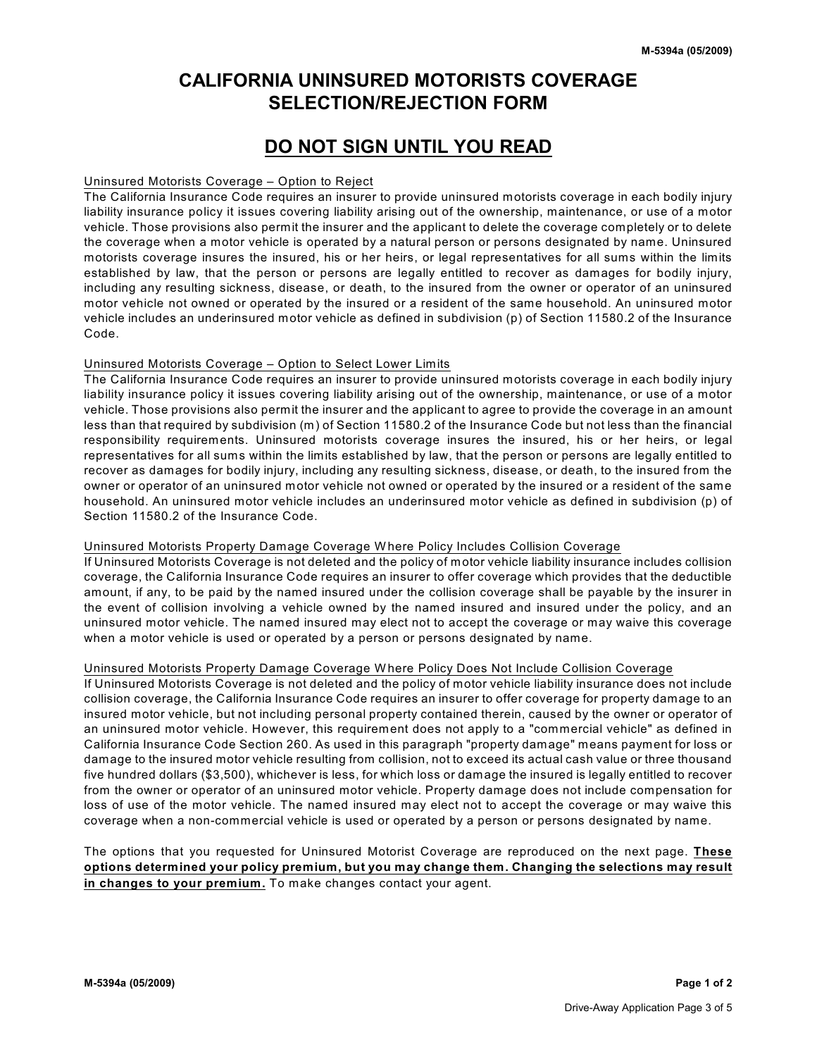# CALIFORNIA UNINSURED MOTORISTS COVERAGE SELECTION/REJECTION FORM

## DO NOT SIGN UNTIL YOU READ

Uninsured Motorists Coverage – Option to Reject

The California Insurance Code requires an insurer to provide uninsured motorists coverage in each bodily injury liability insurance policy it issues covering liability arising out of the ownership, maintenance, or use of a motor vehicle. Those provisions also permit the insurer and the applicant to delete the coverage completely or to delete the coverage when a motor vehicle is operated by a natural person or persons designated by name. Uninsured motorists coverage insures the insured, his or her heirs, or legal representatives for all sums within the limits established by law, that the person or persons are legally entitled to recover as damages for bodily injury, including any resulting sickness, disease, or death, to the insured from the owner or operator of an uninsured motor vehicle not owned or operated by the insured or a resident of the same household. An uninsured motor vehicle includes an underinsured motor vehicle as defined in subdivision (p) of Section 11580.2 of the Insurance Code.

Uninsured Motorists Coverage – Option to Select Lower Limits

The California Insurance Code requires an insurer to provide uninsured motorists coverage in each bodily injury liability insurance policy it issues covering liability arising out of the ownership, maintenance, or use of a motor vehicle. Those provisions also permit the insurer and the applicant to agree to provide the coverage in an amount less than that required by subdivision (m) of Section 11580.2 of the Insurance Code but not less than the financial responsibility requirements. Uninsured motorists coverage insures the insured, his or her heirs, or legal representatives for all sums within the limits established by law, that the person or persons are legally entitled to recover as damages for bodily injury, including any resulting sickness, disease, or death, to the insured from the owner or operator of an uninsured motor vehicle not owned or operated by the insured or a resident of the same household. An uninsured motor vehicle includes an underinsured motor vehicle as defined in subdivision (p) of Section 11580.2 of the Insurance Code.

Uninsured Motorists Property Damage Coverage Where Policy Includes Collision Coverage

If Uninsured Motorists Coverage is not deleted and the policy of motor vehicle liability insurance includes collision coverage, the California Insurance Code requires an insurer to offer coverage which provides that the deductible amount, if any, to be paid by the named insured under the collision coverage shall be payable by the insurer in the event of collision involving a vehicle owned by the named insured and insured under the policy, and an uninsured motor vehicle. The named insured may elect not to accept the coverage or may waive this coverage when a motor vehicle is used or operated by a person or persons designated by name.

Uninsured Motorists Property Damage Coverage Where Policy Does Not Include Collision Coverage

If Uninsured Motorists Coverage is not deleted and the policy of motor vehicle liability insurance does not include collision coverage, the California Insurance Code requires an insurer to offer coverage for property damage to an insured motor vehicle, but not including personal property contained therein, caused by the owner or operator of an uninsured motor vehicle. However, this requirement does not apply to a "commercial vehicle" as defined in California Insurance Code Section 260. As used in this paragraph "property damage" means payment for loss or damage to the insured motor vehicle resulting from collision, not to exceed its actual cash value or three thousand five hundred dollars ($3,500), whichever is less, for which loss or damage the insured is legally entitled to recover from the owner or operator of an uninsured motor vehicle. Property damage does not include compensation for loss of use of the motor vehicle. The named insured may elect not to accept the coverage or may waive this coverage when a non-commercial vehicle is used or operated by a person or persons designated by name.

The options that you requested for Uninsured Motorist Coverage are reproduced on the next page. **These options determined your policy premium, but you may change them. Changing the selections may result in changes to your premium.** To make changes contact your agent.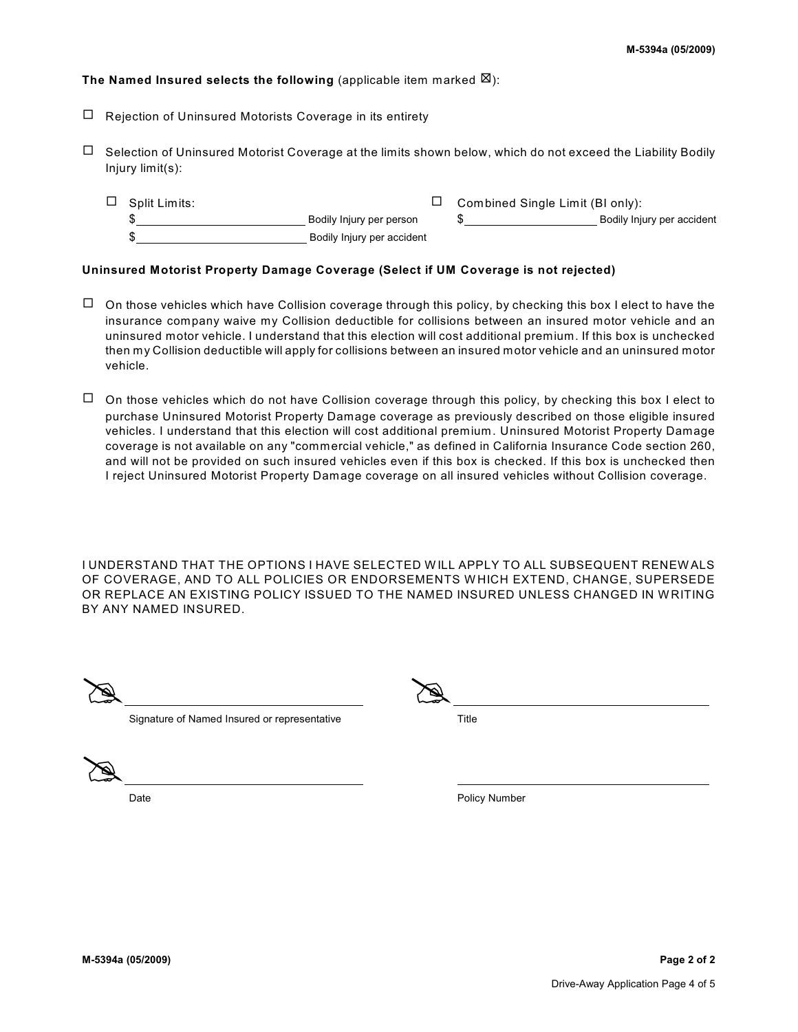**The Named Insured selects the following** (applicable item marked ☒):

☐ Rejection of Uninsured Motorists Coverage in its entirety

☐ Selection of Uninsured Motorist Coverage at the limits shown below, which do not exceed the Liability Bodily Injury limit(s):

☐ Split Limits:
$\_\_\_\_\_\_\_\_\_\_\_\_\_\_\_\_\_\_\_\_ Bodily Injury per person
$\_\_\_\_\_\_\_\_\_\_\_\_\_\_\_\_\_\_\_\_ Bodily Injury per accident

☐ Combined Single Limit (BI only):
$\_\_\_\_\_\_\_\_\_\_\_\_\_\_\_\_\_\_\_\_ Bodily Injury per accident

**Uninsured Motorist Property Damage Coverage (Select if UM Coverage is not rejected)**

☐ On those vehicles which have Collision coverage through this policy, by checking this box I elect to have the insurance company waive my Collision deductible for collisions between an insured motor vehicle and an uninsured motor vehicle. I understand that this election will cost additional premium. If this box is unchecked then my Collision deductible will apply for collisions between an insured motor vehicle and an uninsured motor vehicle.

☐ On those vehicles which do not have Collision coverage through this policy, by checking this box I elect to purchase Uninsured Motorist Property Damage coverage as previously described on those eligible insured vehicles. I understand that this election will cost additional premium. Uninsured Motorist Property Damage coverage is not available on any "commercial vehicle," as defined in California Insurance Code section 260, and will not be provided on such insured vehicles even if this box is checked. If this box is unchecked then I reject Uninsured Motorist Property Damage coverage on all insured vehicles without Collision coverage.

I UNDERSTAND THAT THE OPTIONS I HAVE SELECTED WILL APPLY TO ALL SUBSEQUENT RENEWALS OF COVERAGE, AND TO ALL POLICIES OR ENDORSEMENTS WHICH EXTEND, CHANGE, SUPERSEDE OR REPLACE AN EXISTING POLICY ISSUED TO THE NAMED INSURED UNLESS CHANGED IN WRITING BY ANY NAMED INSURED.

\_\_\_\_\_\_\_\_\_\_\_\_\_\_\_\_\_\_\_\_\_\_\_\_\_\_\_\_\_\_
Signature of Named Insured or representative

\_\_\_\_\_\_\_\_\_\_\_\_\_\_\_\_\_\_\_\_\_\_\_\_\_\_\_\_\_\_
Title

\_\_\_\_\_\_\_\_\_\_\_\_\_\_\_\_\_\_\_\_\_\_\_\_\_\_\_\_\_\_
Date

\_\_\_\_\_\_\_\_\_\_\_\_\_\_\_\_\_\_\_\_\_\_\_\_\_\_\_\_\_\_
Policy Number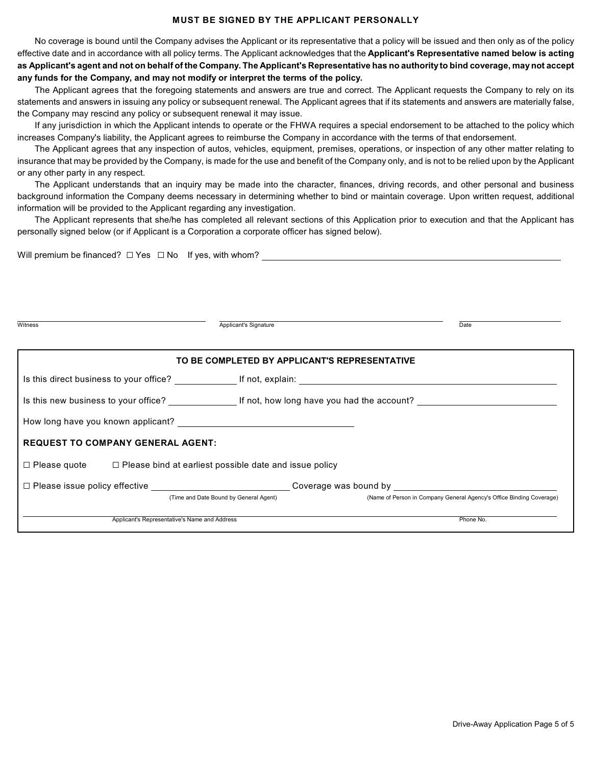## MUST BE SIGNED BY THE APPLICANT PERSONALLY

No coverage is bound until the Company advises the Applicant or its representative that a policy will be issued and then only as of the policy effective date and in accordance with all policy terms. The Applicant acknowledges that the **Applicant's Representative named below is acting as Applicant's agent and not on behalf of the Company. The Applicant's Representative has no authority to bind coverage, may not accept any funds for the Company, and may not modify or interpret the terms of the policy.**

The Applicant agrees that the foregoing statements and answers are true and correct. The Applicant requests the Company to rely on its statements and answers in issuing any policy or subsequent renewal. The Applicant agrees that if its statements and answers are materially false, the Company may rescind any policy or subsequent renewal it may issue.

If any jurisdiction in which the Applicant intends to operate or the FHWA requires a special endorsement to be attached to the policy which increases Company's liability, the Applicant agrees to reimburse the Company in accordance with the terms of that endorsement.

The Applicant agrees that any inspection of autos, vehicles, equipment, premises, operations, or inspection of any other matter relating to insurance that may be provided by the Company, is made for the use and benefit of the Company only, and is not to be relied upon by the Applicant or any other party in any respect.

The Applicant understands that an inquiry may be made into the character, finances, driving records, and other personal and business background information the Company deems necessary in determining whether to bind or maintain coverage. Upon written request, additional information will be provided to the Applicant regarding any investigation.

The Applicant represents that she/he has completed all relevant sections of this Application prior to execution and that the Applicant has personally signed below (or if Applicant is a Corporation a corporate officer has signed below).

Will premium be financed? ☐ Yes ☐ No If yes, with whom? ____________________

____________________ ____________________ ____________________
Witness Applicant's Signature Date

### TO BE COMPLETED BY APPLICANT'S REPRESENTATIVE

Is this direct business to your office? __________ If not, explain: ____________________

Is this new business to your office? __________ If not, how long have you had the account? ____________________

How long have you known applicant? ____________________

**REQUEST TO COMPANY GENERAL AGENT:**

☐ Please quote ☐ Please bind at earliest possible date and issue policy

☐ Please issue policy effective ____________________ Coverage was bound by ____________________
(Time and Date Bound by General Agent) (Name of Person in Company General Agency's Office Binding Coverage)

____________________ ____________________
Applicant's Representative's Name and Address Phone No.